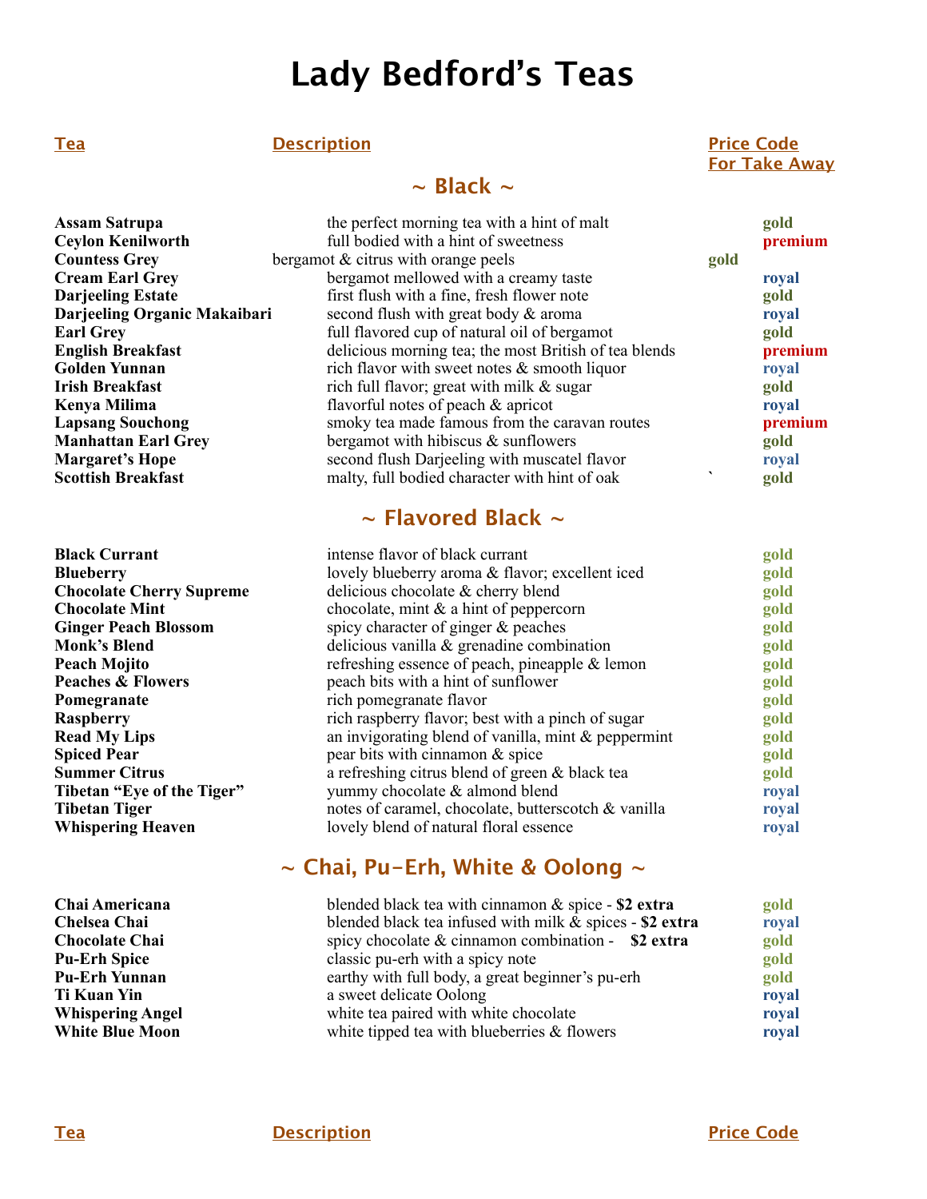# Lady Bedford's Teas

| Tea | Description | Price Code For Take Away |
|---|---|---|
| **~ Black ~** | | |
| **Assam Satrupa** | the perfect morning tea with a hint of malt | gold |
| **Ceylon Kenilworth** | full bodied with a hint of sweetness | premium |
| **Countess Grey** | bergamot & citrus with orange peels | gold |
| **Cream Earl Grey** | bergamot mellowed with a creamy taste | royal |
| **Darjeeling Estate** | first flush with a fine, fresh flower note | gold |
| **Darjeeling Organic Makaibari** | second flush with great body & aroma | royal |
| **Earl Grey** | full flavored cup of natural oil of bergamot | gold |
| **English Breakfast** | delicious morning tea; the most British of tea blends | premium |
| **Golden Yunnan** | rich flavor with sweet notes & smooth liquor | royal |
| **Irish Breakfast** | rich full flavor; great with milk & sugar | gold |
| **Kenya Milima** | flavorful notes of peach & apricot | royal |
| **Lapsang Souchong** | smoky tea made famous from the caravan routes | premium |
| **Manhattan Earl Grey** | bergamot with hibiscus & sunflowers | gold |
| **Margaret's Hope** | second flush Darjeeling with muscatel flavor | royal |
| **Scottish Breakfast** | malty, full bodied character with hint of oak | ` gold |
| **~ Flavored Black ~** | | |
| **Black Currant** | intense flavor of black currant | gold |
| **Blueberry** | lovely blueberry aroma & flavor; excellent iced | gold |
| **Chocolate Cherry Supreme** | delicious chocolate & cherry blend | gold |
| **Chocolate Mint** | chocolate, mint & a hint of peppercorn | gold |
| **Ginger Peach Blossom** | spicy character of ginger & peaches | gold |
| **Monk's Blend** | delicious vanilla & grenadine combination | gold |
| **Peach Mojito** | refreshing essence of peach, pineapple & lemon | gold |
| **Peaches & Flowers** | peach bits with a hint of sunflower | gold |
| **Pomegranate** | rich pomegranate flavor | gold |
| **Raspberry** | rich raspberry flavor; best with a pinch of sugar | gold |
| **Read My Lips** | an invigorating blend of vanilla, mint & peppermint | gold |
| **Spiced Pear** | pear bits with cinnamon & spice | gold |
| **Summer Citrus** | a refreshing citrus blend of green & black tea | gold |
| **Tibetan "Eye of the Tiger"** | yummy chocolate & almond blend | royal |
| **Tibetan Tiger** | notes of caramel, chocolate, butterscotch & vanilla | royal |
| **Whispering Heaven** | lovely blend of natural floral essence | royal |
| **~ Chai, Pu-Erh, White & Oolong ~** | | |
| **Chai Americana** | blended black tea with cinnamon & spice - **$2 extra** | gold |
| **Chelsea Chai** | blended black tea infused with milk & spices - **$2 extra** | royal |
| **Chocolate Chai** | spicy chocolate & cinnamon combination - **$2 extra** | gold |
| **Pu-Erh Spice** | classic pu-erh with a spicy note | gold |
| **Pu-Erh Yunnan** | earthy with full body, a great beginner's pu-erh | gold |
| **Ti Kuan Yin** | a sweet delicate Oolong | royal |
| **Whispering Angel** | white tea paired with white chocolate | royal |
| **White Blue Moon** | white tipped tea with blueberries & flowers | royal |

| Tea | Description | Price Code |
|---|---|---|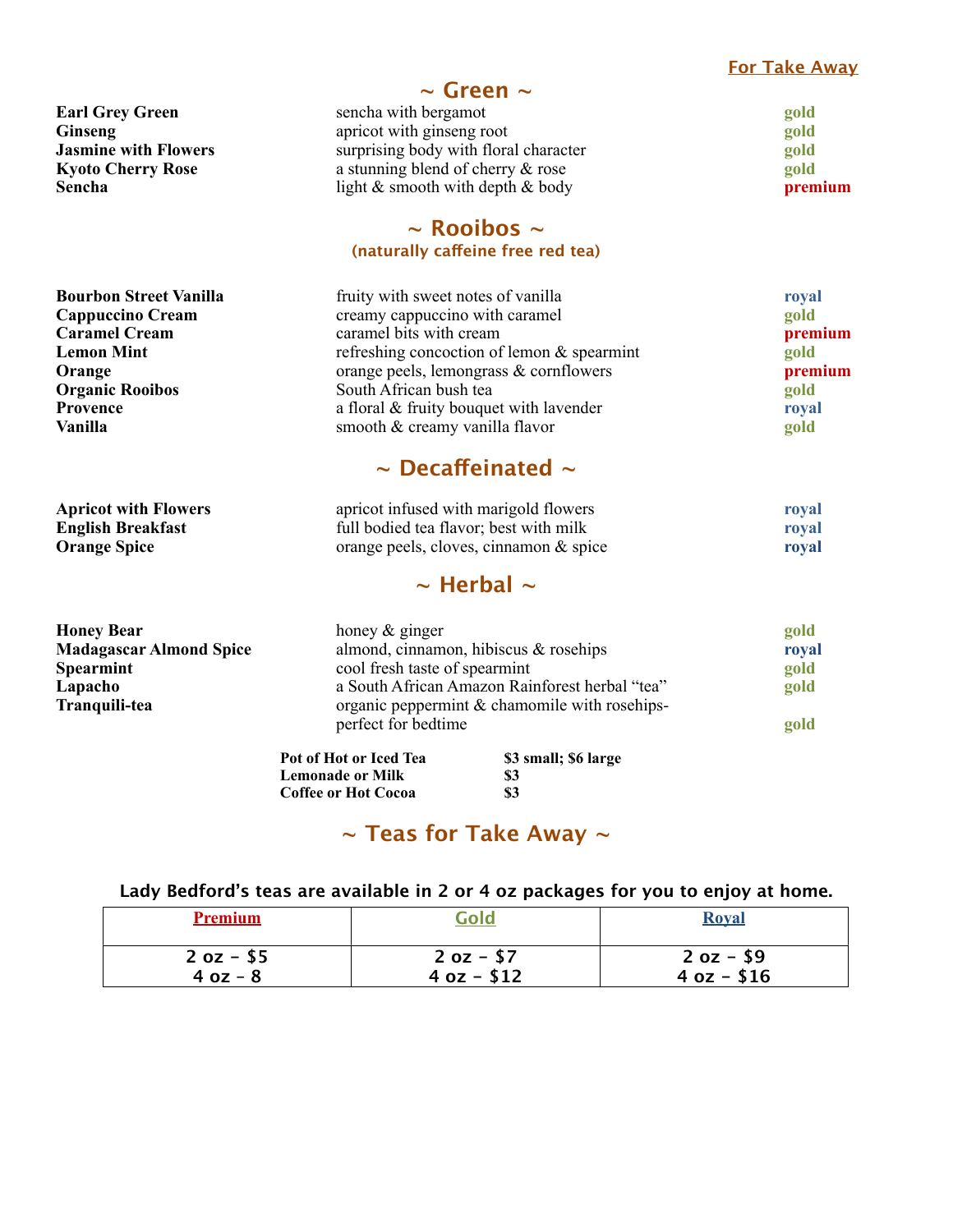For Take Away

## ~ Green ~

| | | |
|---|---|---|
| **Earl Grey Green** | sencha with bergamot | gold |
| **Ginseng** | apricot with ginseng root | gold |
| **Jasmine with Flowers** | surprising body with floral character | gold |
| **Kyoto Cherry Rose** | a stunning blend of cherry & rose | gold |
| **Sencha** | light & smooth with depth & body | premium |

## ~ Rooibos ~

**(naturally caffeine free red tea)**

| | | |
|---|---|---|
| **Bourbon Street Vanilla** | fruity with sweet notes of vanilla | royal |
| **Cappuccino Cream** | creamy cappuccino with caramel | gold |
| **Caramel Cream** | caramel bits with cream | premium |
| **Lemon Mint** | refreshing concoction of lemon & spearmint | gold |
| **Orange** | orange peels, lemongrass & cornflowers | premium |
| **Organic Rooibos** | South African bush tea | gold |
| **Provence** | a floral & fruity bouquet with lavender | royal |
| **Vanilla** | smooth & creamy vanilla flavor | gold |

## ~ Decaffeinated ~

| | | |
|---|---|---|
| **Apricot with Flowers** | apricot infused with marigold flowers | royal |
| **English Breakfast** | full bodied tea flavor; best with milk | royal |
| **Orange Spice** | orange peels, cloves, cinnamon & spice | royal |

## ~ Herbal ~

| | | |
|---|---|---|
| **Honey Bear** | honey & ginger | gold |
| **Madagascar Almond Spice** | almond, cinnamon, hibiscus & rosehips | royal |
| **Spearmint** | cool fresh taste of spearmint | gold |
| **Lapacho** | a South African Amazon Rainforest herbal "tea" | gold |
| **Tranquili-tea** | organic peppermint & chamomile with rosehips- perfect for bedtime | gold |

| | |
|---|---|
| **Pot of Hot or Iced Tea** | **$3 small; $6 large** |
| **Lemonade or Milk** | **$3** |
| **Coffee or Hot Cocoa** | **$3** |

## ~ Teas for Take Away ~

**Lady Bedford's teas are available in 2 or 4 oz packages for you to enjoy at home.**

| Premium | Gold | Royal |
|---|---|---|
| 2 oz – $5<br>4 oz – 8 | 2 oz – $7<br>4 oz – $12 | 2 oz – $9<br>4 oz – $16 |